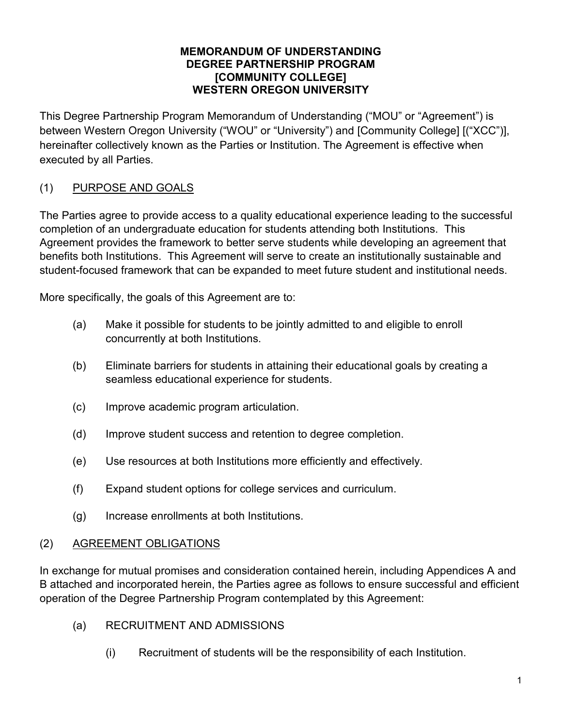**MEMORANDUM OF UNDERSTANDING**
**DEGREE PARTNERSHIP PROGRAM**
**[COMMUNITY COLLEGE]**
**WESTERN OREGON UNIVERSITY**

This Degree Partnership Program Memorandum of Understanding ("MOU" or "Agreement") is between Western Oregon University ("WOU" or "University") and [Community College] [("XCC")], hereinafter collectively known as the Parties or Institution. The Agreement is effective when executed by all Parties.

## (1) PURPOSE AND GOALS

The Parties agree to provide access to a quality educational experience leading to the successful completion of an undergraduate education for students attending both Institutions. This Agreement provides the framework to better serve students while developing an agreement that benefits both Institutions. This Agreement will serve to create an institutionally sustainable and student-focused framework that can be expanded to meet future student and institutional needs.

More specifically, the goals of this Agreement are to:

(a) Make it possible for students to be jointly admitted to and eligible to enroll concurrently at both Institutions.

(b) Eliminate barriers for students in attaining their educational goals by creating a seamless educational experience for students.

(c) Improve academic program articulation.

(d) Improve student success and retention to degree completion.

(e) Use resources at both Institutions more efficiently and effectively.

(f) Expand student options for college services and curriculum.

(g) Increase enrollments at both Institutions.

## (2) AGREEMENT OBLIGATIONS

In exchange for mutual promises and consideration contained herein, including Appendices A and B attached and incorporated herein, the Parties agree as follows to ensure successful and efficient operation of the Degree Partnership Program contemplated by this Agreement:

(a) RECRUITMENT AND ADMISSIONS

(i) Recruitment of students will be the responsibility of each Institution.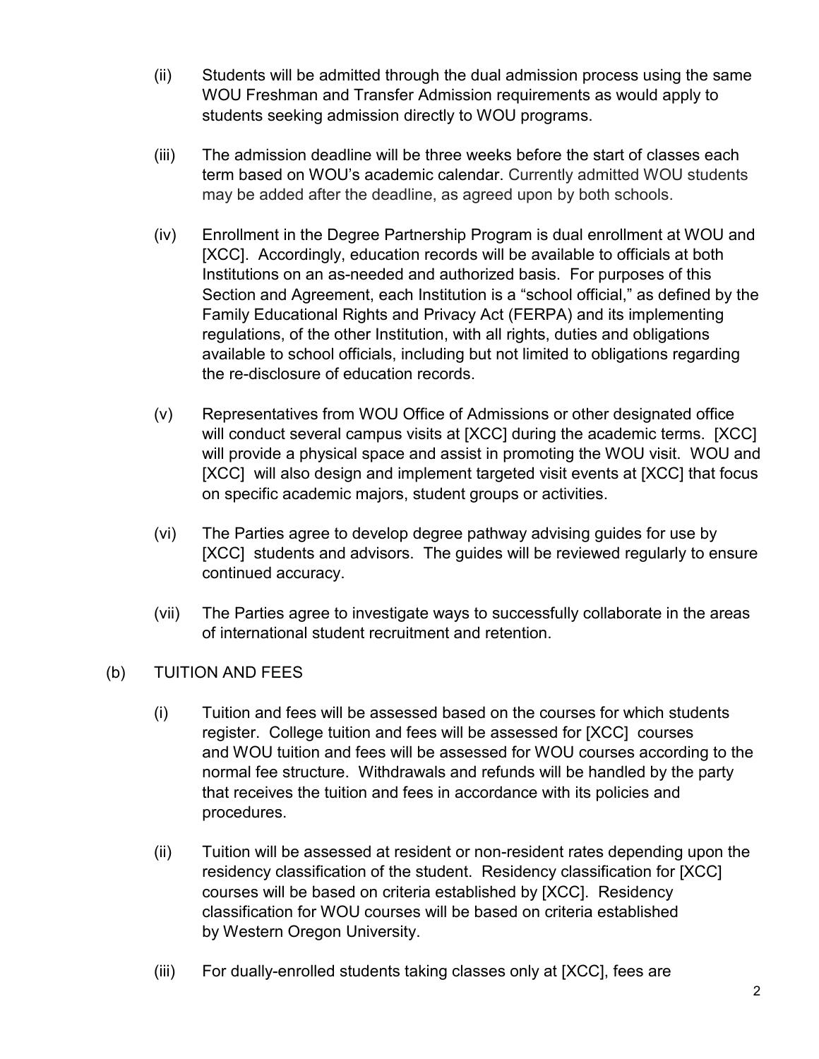(ii) Students will be admitted through the dual admission process using the same WOU Freshman and Transfer Admission requirements as would apply to students seeking admission directly to WOU programs.

(iii) The admission deadline will be three weeks before the start of classes each term based on WOU's academic calendar. Currently admitted WOU students may be added after the deadline, as agreed upon by both schools.

(iv) Enrollment in the Degree Partnership Program is dual enrollment at WOU and [XCC]. Accordingly, education records will be available to officials at both Institutions on an as-needed and authorized basis. For purposes of this Section and Agreement, each Institution is a "school official," as defined by the Family Educational Rights and Privacy Act (FERPA) and its implementing regulations, of the other Institution, with all rights, duties and obligations available to school officials, including but not limited to obligations regarding the re-disclosure of education records.

(v) Representatives from WOU Office of Admissions or other designated office will conduct several campus visits at [XCC] during the academic terms. [XCC] will provide a physical space and assist in promoting the WOU visit. WOU and [XCC] will also design and implement targeted visit events at [XCC] that focus on specific academic majors, student groups or activities.

(vi) The Parties agree to develop degree pathway advising guides for use by [XCC] students and advisors. The guides will be reviewed regularly to ensure continued accuracy.

(vii) The Parties agree to investigate ways to successfully collaborate in the areas of international student recruitment and retention.

(b) TUITION AND FEES

(i) Tuition and fees will be assessed based on the courses for which students register. College tuition and fees will be assessed for [XCC] courses and WOU tuition and fees will be assessed for WOU courses according to the normal fee structure. Withdrawals and refunds will be handled by the party that receives the tuition and fees in accordance with its policies and procedures.

(ii) Tuition will be assessed at resident or non-resident rates depending upon the residency classification of the student. Residency classification for [XCC] courses will be based on criteria established by [XCC]. Residency classification for WOU courses will be based on criteria established by Western Oregon University.

(iii) For dually-enrolled students taking classes only at [XCC], fees are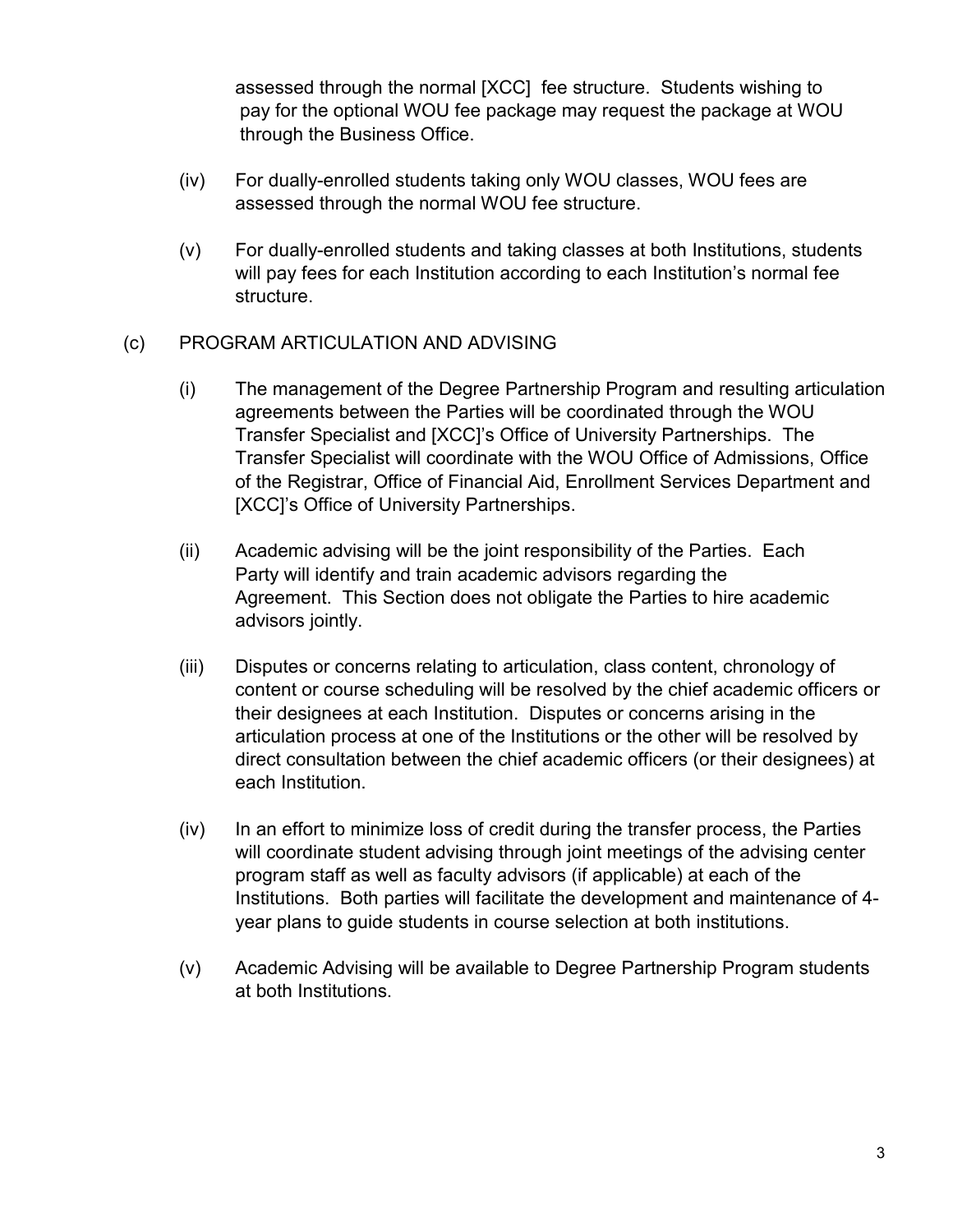assessed through the normal [XCC] fee structure. Students wishing to pay for the optional WOU fee package may request the package at WOU through the Business Office.

(iv) For dually-enrolled students taking only WOU classes, WOU fees are assessed through the normal WOU fee structure.

(v) For dually-enrolled students and taking classes at both Institutions, students will pay fees for each Institution according to each Institution's normal fee structure.

(c) PROGRAM ARTICULATION AND ADVISING

(i) The management of the Degree Partnership Program and resulting articulation agreements between the Parties will be coordinated through the WOU Transfer Specialist and [XCC]'s Office of University Partnerships. The Transfer Specialist will coordinate with the WOU Office of Admissions, Office of the Registrar, Office of Financial Aid, Enrollment Services Department and [XCC]'s Office of University Partnerships.

(ii) Academic advising will be the joint responsibility of the Parties. Each Party will identify and train academic advisors regarding the Agreement. This Section does not obligate the Parties to hire academic advisors jointly.

(iii) Disputes or concerns relating to articulation, class content, chronology of content or course scheduling will be resolved by the chief academic officers or their designees at each Institution. Disputes or concerns arising in the articulation process at one of the Institutions or the other will be resolved by direct consultation between the chief academic officers (or their designees) at each Institution.

(iv) In an effort to minimize loss of credit during the transfer process, the Parties will coordinate student advising through joint meetings of the advising center program staff as well as faculty advisors (if applicable) at each of the Institutions. Both parties will facilitate the development and maintenance of 4-year plans to guide students in course selection at both institutions.

(v) Academic Advising will be available to Degree Partnership Program students at both Institutions.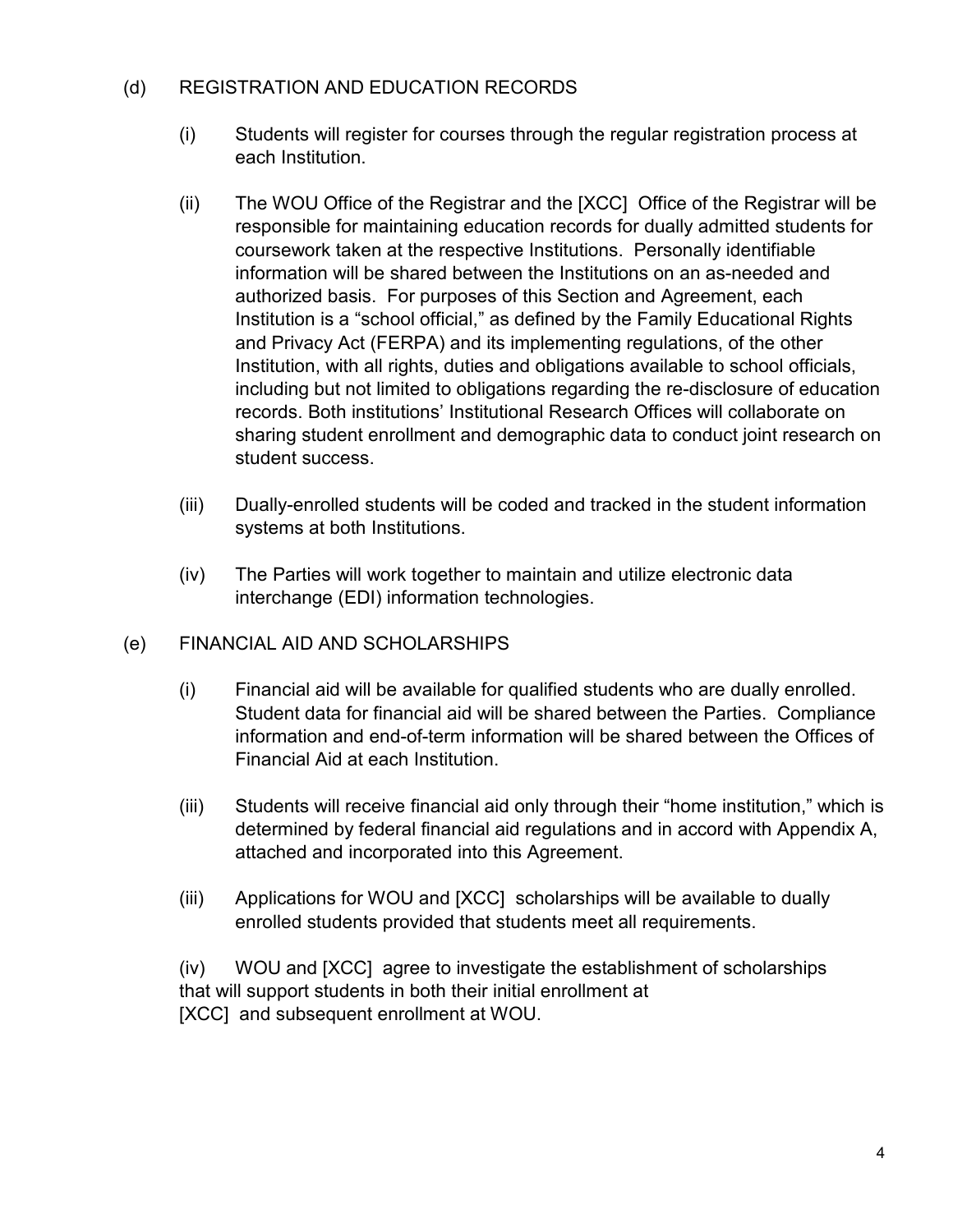(d) REGISTRATION AND EDUCATION RECORDS

(i) Students will register for courses through the regular registration process at each Institution.

(ii) The WOU Office of the Registrar and the [XCC] Office of the Registrar will be responsible for maintaining education records for dually admitted students for coursework taken at the respective Institutions. Personally identifiable information will be shared between the Institutions on an as-needed and authorized basis. For purposes of this Section and Agreement, each Institution is a "school official," as defined by the Family Educational Rights and Privacy Act (FERPA) and its implementing regulations, of the other Institution, with all rights, duties and obligations available to school officials, including but not limited to obligations regarding the re-disclosure of education records. Both institutions' Institutional Research Offices will collaborate on sharing student enrollment and demographic data to conduct joint research on student success.

(iii) Dually-enrolled students will be coded and tracked in the student information systems at both Institutions.

(iv) The Parties will work together to maintain and utilize electronic data interchange (EDI) information technologies.

(e) FINANCIAL AID AND SCHOLARSHIPS

(i) Financial aid will be available for qualified students who are dually enrolled. Student data for financial aid will be shared between the Parties. Compliance information and end-of-term information will be shared between the Offices of Financial Aid at each Institution.

(iii) Students will receive financial aid only through their "home institution," which is determined by federal financial aid regulations and in accord with Appendix A, attached and incorporated into this Agreement.

(iii) Applications for WOU and [XCC] scholarships will be available to dually enrolled students provided that students meet all requirements.

(iv) WOU and [XCC] agree to investigate the establishment of scholarships that will support students in both their initial enrollment at [XCC] and subsequent enrollment at WOU.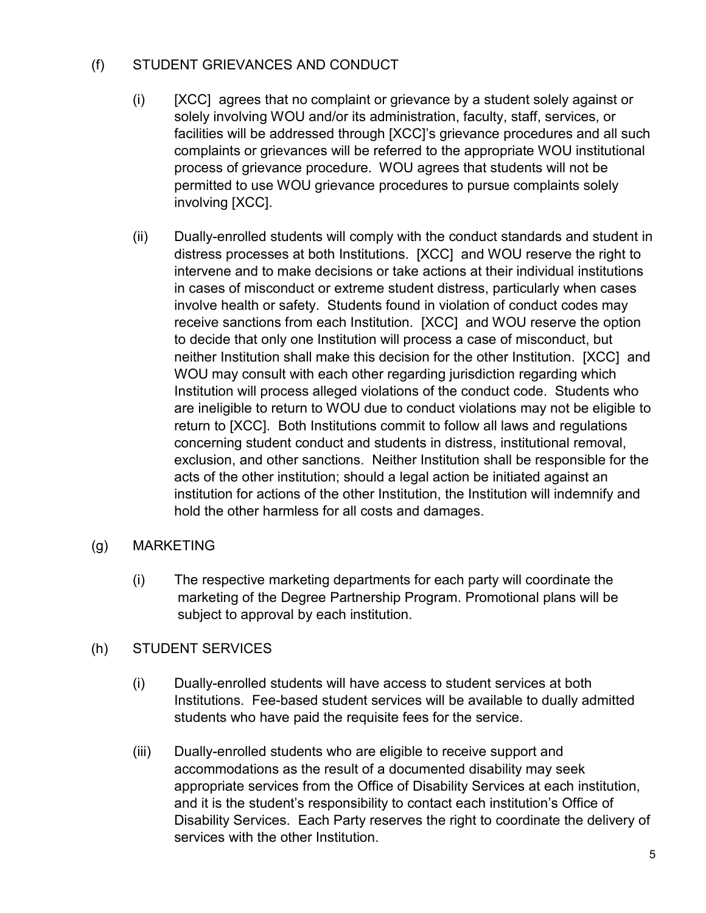(f) STUDENT GRIEVANCES AND CONDUCT

(i) [XCC] agrees that no complaint or grievance by a student solely against or solely involving WOU and/or its administration, faculty, staff, services, or facilities will be addressed through [XCC]'s grievance procedures and all such complaints or grievances will be referred to the appropriate WOU institutional process of grievance procedure. WOU agrees that students will not be permitted to use WOU grievance procedures to pursue complaints solely involving [XCC].

(ii) Dually-enrolled students will comply with the conduct standards and student in distress processes at both Institutions. [XCC] and WOU reserve the right to intervene and to make decisions or take actions at their individual institutions in cases of misconduct or extreme student distress, particularly when cases involve health or safety. Students found in violation of conduct codes may receive sanctions from each Institution. [XCC] and WOU reserve the option to decide that only one Institution will process a case of misconduct, but neither Institution shall make this decision for the other Institution. [XCC] and WOU may consult with each other regarding jurisdiction regarding which Institution will process alleged violations of the conduct code. Students who are ineligible to return to WOU due to conduct violations may not be eligible to return to [XCC]. Both Institutions commit to follow all laws and regulations concerning student conduct and students in distress, institutional removal, exclusion, and other sanctions. Neither Institution shall be responsible for the acts of the other institution; should a legal action be initiated against an institution for actions of the other Institution, the Institution will indemnify and hold the other harmless for all costs and damages.

(g) MARKETING

(i) The respective marketing departments for each party will coordinate the marketing of the Degree Partnership Program. Promotional plans will be subject to approval by each institution.

(h) STUDENT SERVICES

(i) Dually-enrolled students will have access to student services at both Institutions. Fee-based student services will be available to dually admitted students who have paid the requisite fees for the service.

(iii) Dually-enrolled students who are eligible to receive support and accommodations as the result of a documented disability may seek appropriate services from the Office of Disability Services at each institution, and it is the student's responsibility to contact each institution's Office of Disability Services. Each Party reserves the right to coordinate the delivery of services with the other Institution.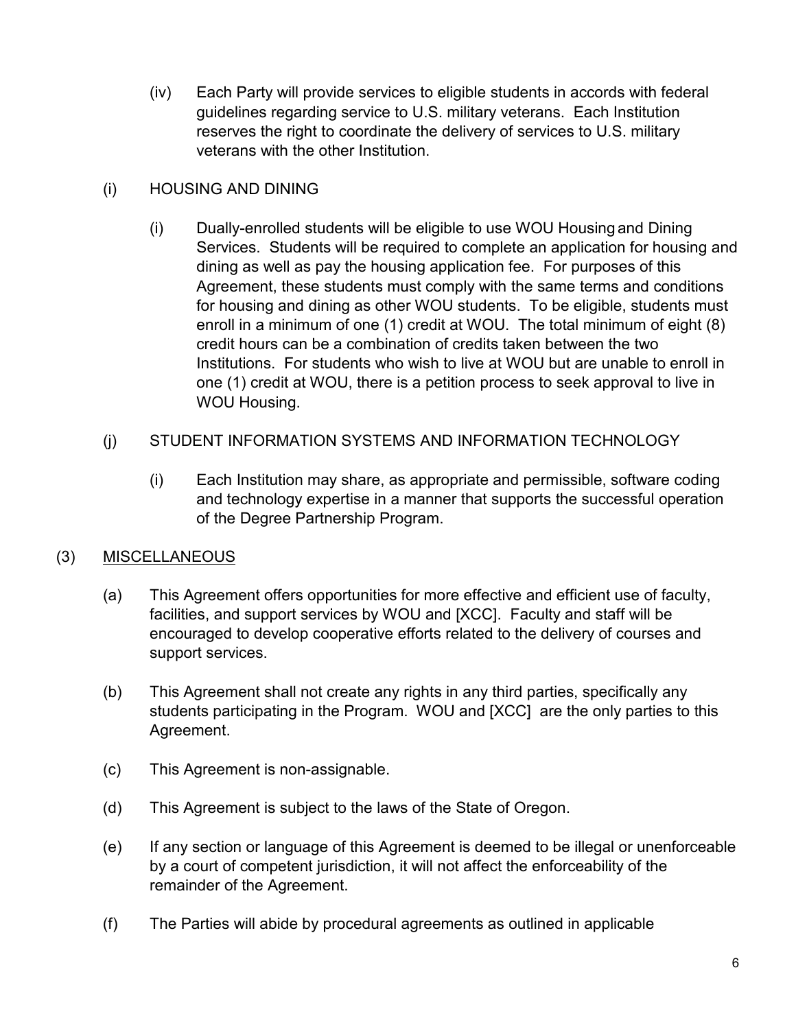(iv) Each Party will provide services to eligible students in accords with federal guidelines regarding service to U.S. military veterans. Each Institution reserves the right to coordinate the delivery of services to U.S. military veterans with the other Institution.

(i) HOUSING AND DINING

(i) Dually-enrolled students will be eligible to use WOU Housing and Dining Services. Students will be required to complete an application for housing and dining as well as pay the housing application fee. For purposes of this Agreement, these students must comply with the same terms and conditions for housing and dining as other WOU students. To be eligible, students must enroll in a minimum of one (1) credit at WOU. The total minimum of eight (8) credit hours can be a combination of credits taken between the two Institutions. For students who wish to live at WOU but are unable to enroll in one (1) credit at WOU, there is a petition process to seek approval to live in WOU Housing.

(j) STUDENT INFORMATION SYSTEMS AND INFORMATION TECHNOLOGY

(i) Each Institution may share, as appropriate and permissible, software coding and technology expertise in a manner that supports the successful operation of the Degree Partnership Program.

(3) <u>MISCELLANEOUS</u>

(a) This Agreement offers opportunities for more effective and efficient use of faculty, facilities, and support services by WOU and [XCC]. Faculty and staff will be encouraged to develop cooperative efforts related to the delivery of courses and support services.

(b) This Agreement shall not create any rights in any third parties, specifically any students participating in the Program. WOU and [XCC] are the only parties to this Agreement.

(c) This Agreement is non-assignable.

(d) This Agreement is subject to the laws of the State of Oregon.

(e) If any section or language of this Agreement is deemed to be illegal or unenforceable by a court of competent jurisdiction, it will not affect the enforceability of the remainder of the Agreement.

(f) The Parties will abide by procedural agreements as outlined in applicable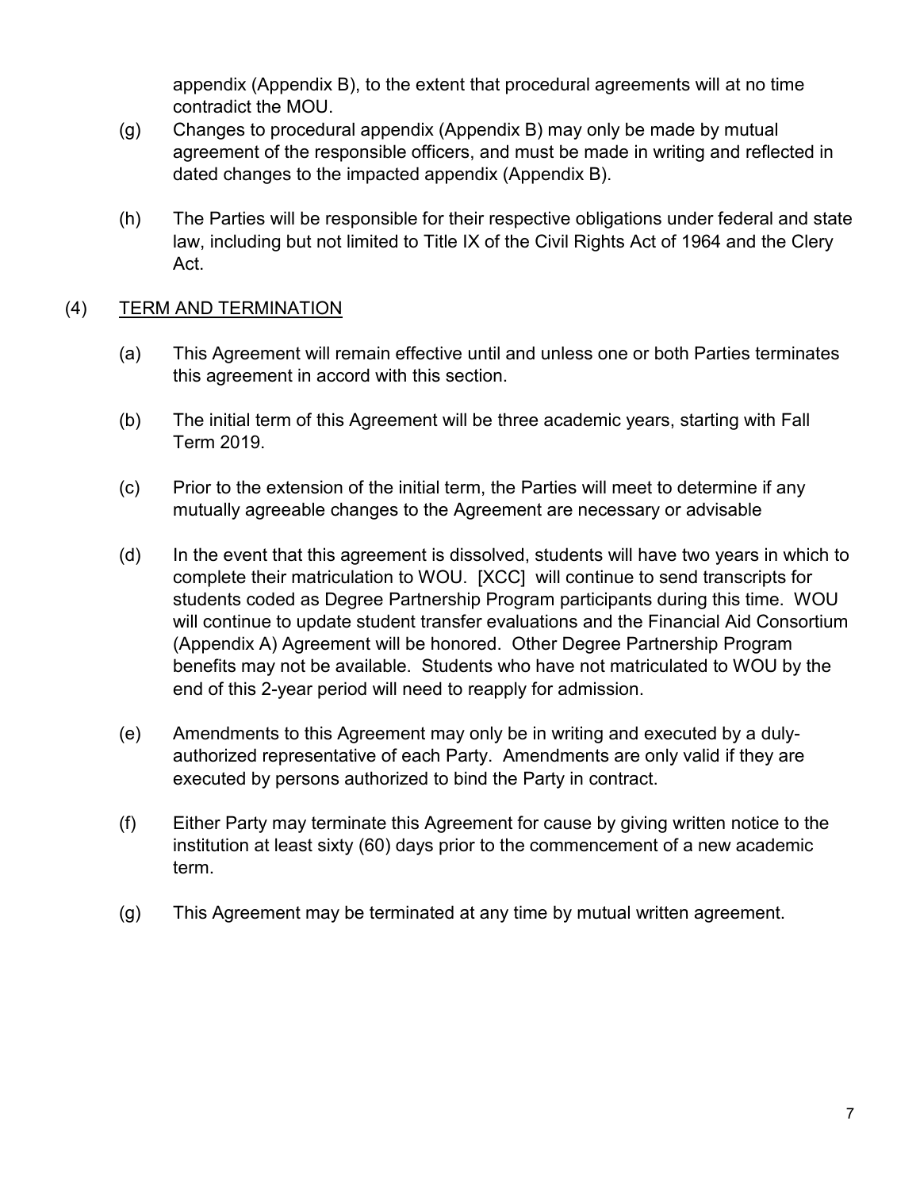appendix (Appendix B), to the extent that procedural agreements will at no time contradict the MOU.

(g) Changes to procedural appendix (Appendix B) may only be made by mutual agreement of the responsible officers, and must be made in writing and reflected in dated changes to the impacted appendix (Appendix B).

(h) The Parties will be responsible for their respective obligations under federal and state law, including but not limited to Title IX of the Civil Rights Act of 1964 and the Clery Act.

## (4) <u>TERM AND TERMINATION</u>

(a) This Agreement will remain effective until and unless one or both Parties terminates this agreement in accord with this section.

(b) The initial term of this Agreement will be three academic years, starting with Fall Term 2019.

(c) Prior to the extension of the initial term, the Parties will meet to determine if any mutually agreeable changes to the Agreement are necessary or advisable

(d) In the event that this agreement is dissolved, students will have two years in which to complete their matriculation to WOU. [XCC] will continue to send transcripts for students coded as Degree Partnership Program participants during this time. WOU will continue to update student transfer evaluations and the Financial Aid Consortium (Appendix A) Agreement will be honored. Other Degree Partnership Program benefits may not be available. Students who have not matriculated to WOU by the end of this 2-year period will need to reapply for admission.

(e) Amendments to this Agreement may only be in writing and executed by a duly-authorized representative of each Party. Amendments are only valid if they are executed by persons authorized to bind the Party in contract.

(f) Either Party may terminate this Agreement for cause by giving written notice to the institution at least sixty (60) days prior to the commencement of a new academic term.

(g) This Agreement may be terminated at any time by mutual written agreement.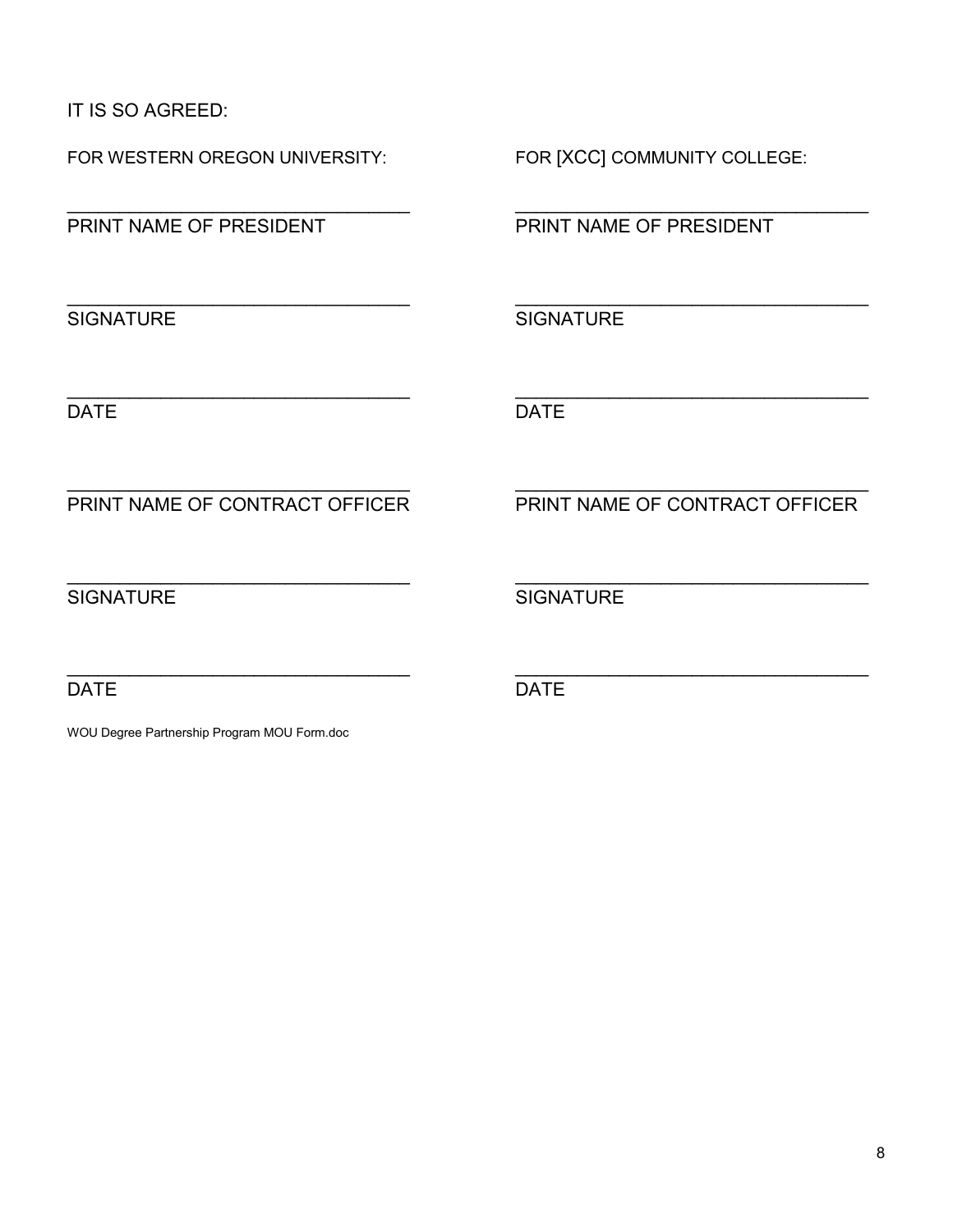IT IS SO AGREED:

FOR WESTERN OREGON UNIVERSITY:

\_\_\_\_\_\_\_\_\_\_\_\_\_\_\_\_\_\_\_\_\_\_\_\_\_\_\_\_\_\_\_\_
PRINT NAME OF PRESIDENT

\_\_\_\_\_\_\_\_\_\_\_\_\_\_\_\_\_\_\_\_\_\_\_\_\_\_\_\_\_\_\_\_
SIGNATURE

\_\_\_\_\_\_\_\_\_\_\_\_\_\_\_\_\_\_\_\_\_\_\_\_\_\_\_\_\_\_\_\_
DATE

\_\_\_\_\_\_\_\_\_\_\_\_\_\_\_\_\_\_\_\_\_\_\_\_\_\_\_\_\_\_\_\_
PRINT NAME OF CONTRACT OFFICER

\_\_\_\_\_\_\_\_\_\_\_\_\_\_\_\_\_\_\_\_\_\_\_\_\_\_\_\_\_\_\_\_
SIGNATURE

\_\_\_\_\_\_\_\_\_\_\_\_\_\_\_\_\_\_\_\_\_\_\_\_\_\_\_\_\_\_\_\_
DATE

FOR [XCC] COMMUNITY COLLEGE:

\_\_\_\_\_\_\_\_\_\_\_\_\_\_\_\_\_\_\_\_\_\_\_\_\_\_\_\_\_\_\_\_
PRINT NAME OF PRESIDENT

\_\_\_\_\_\_\_\_\_\_\_\_\_\_\_\_\_\_\_\_\_\_\_\_\_\_\_\_\_\_\_\_
SIGNATURE

\_\_\_\_\_\_\_\_\_\_\_\_\_\_\_\_\_\_\_\_\_\_\_\_\_\_\_\_\_\_\_\_
DATE

\_\_\_\_\_\_\_\_\_\_\_\_\_\_\_\_\_\_\_\_\_\_\_\_\_\_\_\_\_\_\_\_
PRINT NAME OF CONTRACT OFFICER

\_\_\_\_\_\_\_\_\_\_\_\_\_\_\_\_\_\_\_\_\_\_\_\_\_\_\_\_\_\_\_\_
SIGNATURE

\_\_\_\_\_\_\_\_\_\_\_\_\_\_\_\_\_\_\_\_\_\_\_\_\_\_\_\_\_\_\_\_
DATE

WOU Degree Partnership Program MOU Form.doc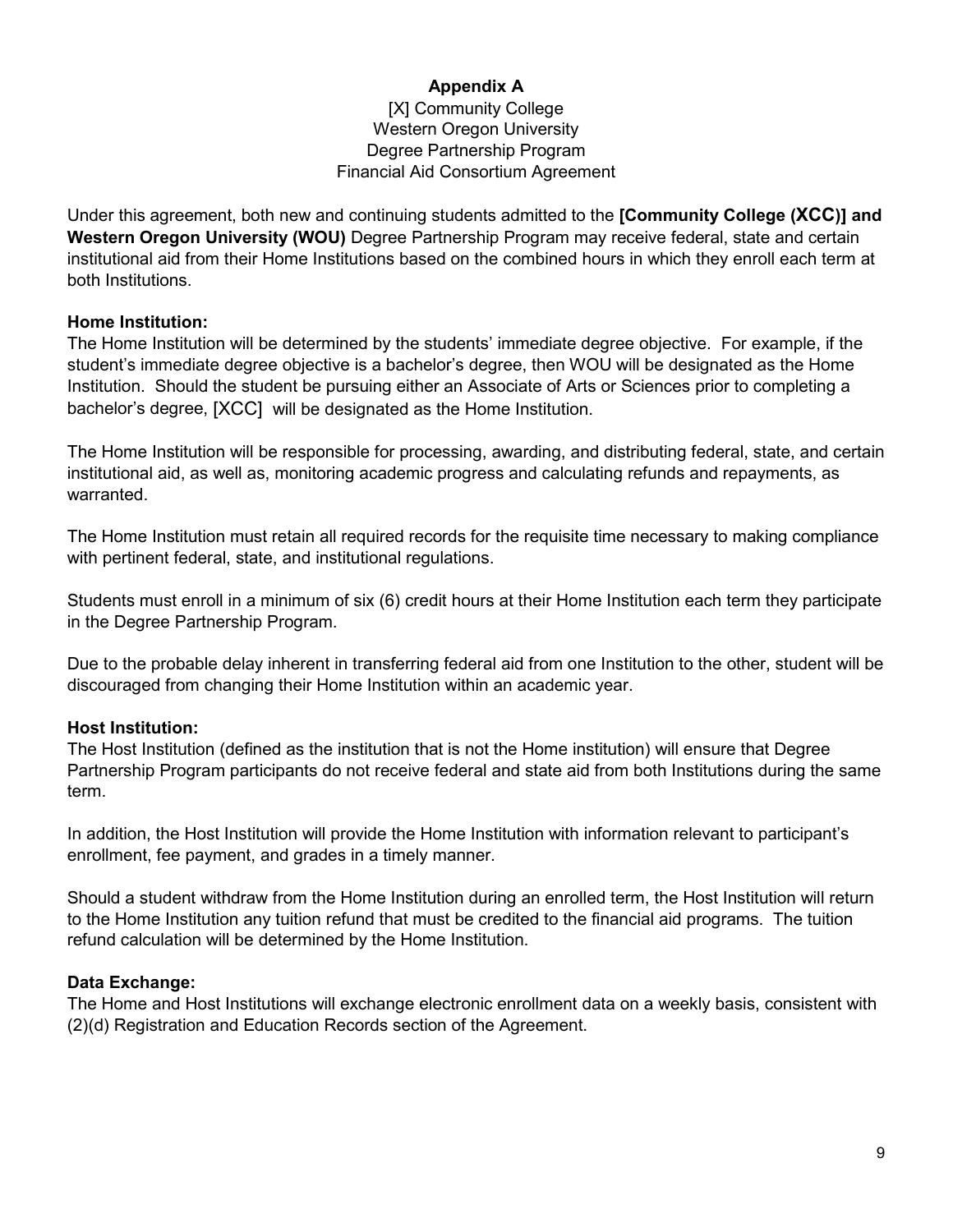**Appendix A**

[X] Community College
Western Oregon University
Degree Partnership Program
Financial Aid Consortium Agreement

Under this agreement, both new and continuing students admitted to the **[Community College (XCC)] and Western Oregon University (WOU)** Degree Partnership Program may receive federal, state and certain institutional aid from their Home Institutions based on the combined hours in which they enroll each term at both Institutions.

**Home Institution:**

The Home Institution will be determined by the students' immediate degree objective. For example, if the student's immediate degree objective is a bachelor's degree, then WOU will be designated as the Home Institution. Should the student be pursuing either an Associate of Arts or Sciences prior to completing a bachelor's degree, [XCC] will be designated as the Home Institution.

The Home Institution will be responsible for processing, awarding, and distributing federal, state, and certain institutional aid, as well as, monitoring academic progress and calculating refunds and repayments, as warranted.

The Home Institution must retain all required records for the requisite time necessary to making compliance with pertinent federal, state, and institutional regulations.

Students must enroll in a minimum of six (6) credit hours at their Home Institution each term they participate in the Degree Partnership Program.

Due to the probable delay inherent in transferring federal aid from one Institution to the other, student will be discouraged from changing their Home Institution within an academic year.

**Host Institution:**

The Host Institution (defined as the institution that is not the Home institution) will ensure that Degree Partnership Program participants do not receive federal and state aid from both Institutions during the same term.

In addition, the Host Institution will provide the Home Institution with information relevant to participant's enrollment, fee payment, and grades in a timely manner.

Should a student withdraw from the Home Institution during an enrolled term, the Host Institution will return to the Home Institution any tuition refund that must be credited to the financial aid programs. The tuition refund calculation will be determined by the Home Institution.

**Data Exchange:**

The Home and Host Institutions will exchange electronic enrollment data on a weekly basis, consistent with (2)(d) Registration and Education Records section of the Agreement.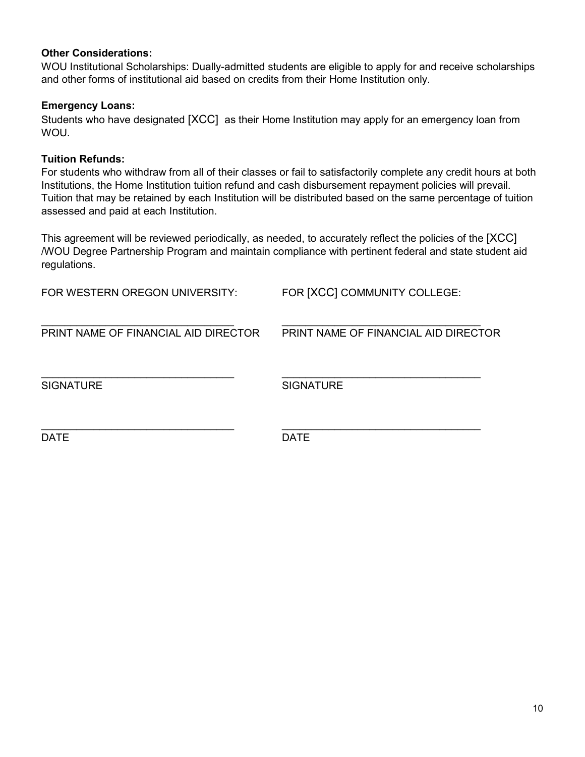**Other Considerations:**
WOU Institutional Scholarships: Dually-admitted students are eligible to apply for and receive scholarships and other forms of institutional aid based on credits from their Home Institution only.

**Emergency Loans:**
Students who have designated [XCC] as their Home Institution may apply for an emergency loan from WOU.

**Tuition Refunds:**
For students who withdraw from all of their classes or fail to satisfactorily complete any credit hours at both Institutions, the Home Institution tuition refund and cash disbursement repayment policies will prevail. Tuition that may be retained by each Institution will be distributed based on the same percentage of tuition assessed and paid at each Institution.

This agreement will be reviewed periodically, as needed, to accurately reflect the policies of the [XCC] /WOU Degree Partnership Program and maintain compliance with pertinent federal and state student aid regulations.

| | |
|---|---|
| FOR WESTERN OREGON UNIVERSITY: | FOR [XCC] COMMUNITY COLLEGE: |
| ________________________________ | ________________________________ |
| PRINT NAME OF FINANCIAL AID DIRECTOR | PRINT NAME OF FINANCIAL AID DIRECTOR |
| ________________________________ | ________________________________ |
| SIGNATURE | SIGNATURE |
| ________________________________ | ________________________________ |
| DATE | DATE |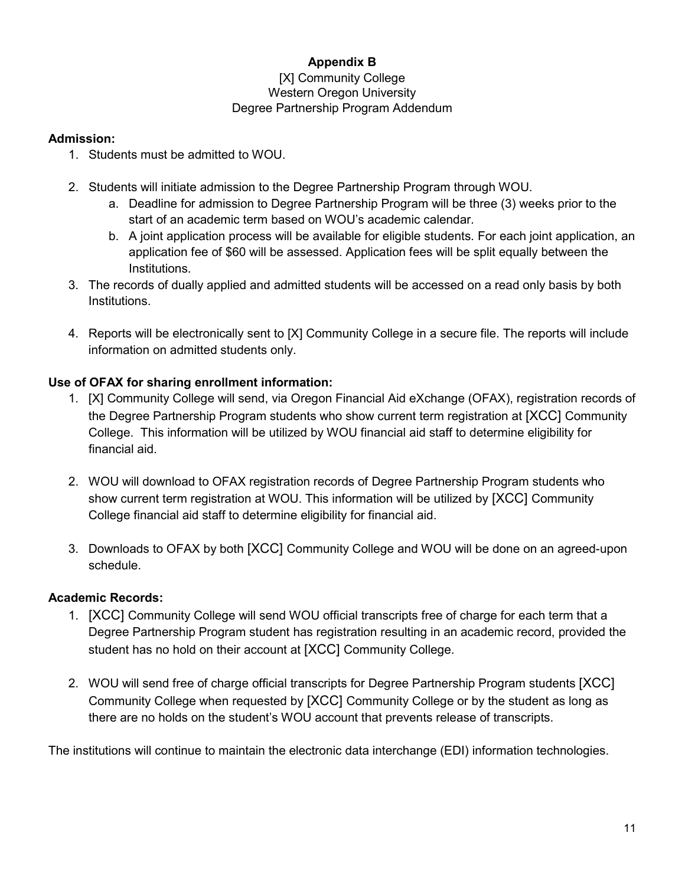**Appendix B**

[X] Community College
Western Oregon University
Degree Partnership Program Addendum

**Admission:**

1. Students must be admitted to WOU.

2. Students will initiate admission to the Degree Partnership Program through WOU.
   a. Deadline for admission to Degree Partnership Program will be three (3) weeks prior to the start of an academic term based on WOU's academic calendar.
   b. A joint application process will be available for eligible students. For each joint application, an application fee of $60 will be assessed. Application fees will be split equally between the Institutions.
3. The records of dually applied and admitted students will be accessed on a read only basis by both Institutions.

4. Reports will be electronically sent to [X] Community College in a secure file. The reports will include information on admitted students only.

**Use of OFAX for sharing enrollment information:**

1. [X] Community College will send, via Oregon Financial Aid eXchange (OFAX), registration records of the Degree Partnership Program students who show current term registration at [XCC] Community College. This information will be utilized by WOU financial aid staff to determine eligibility for financial aid.

2. WOU will download to OFAX registration records of Degree Partnership Program students who show current term registration at WOU. This information will be utilized by [XCC] Community College financial aid staff to determine eligibility for financial aid.

3. Downloads to OFAX by both [XCC] Community College and WOU will be done on an agreed-upon schedule.

**Academic Records:**

1. [XCC] Community College will send WOU official transcripts free of charge for each term that a Degree Partnership Program student has registration resulting in an academic record, provided the student has no hold on their account at [XCC] Community College.

2. WOU will send free of charge official transcripts for Degree Partnership Program students [XCC] Community College when requested by [XCC] Community College or by the student as long as there are no holds on the student's WOU account that prevents release of transcripts.

The institutions will continue to maintain the electronic data interchange (EDI) information technologies.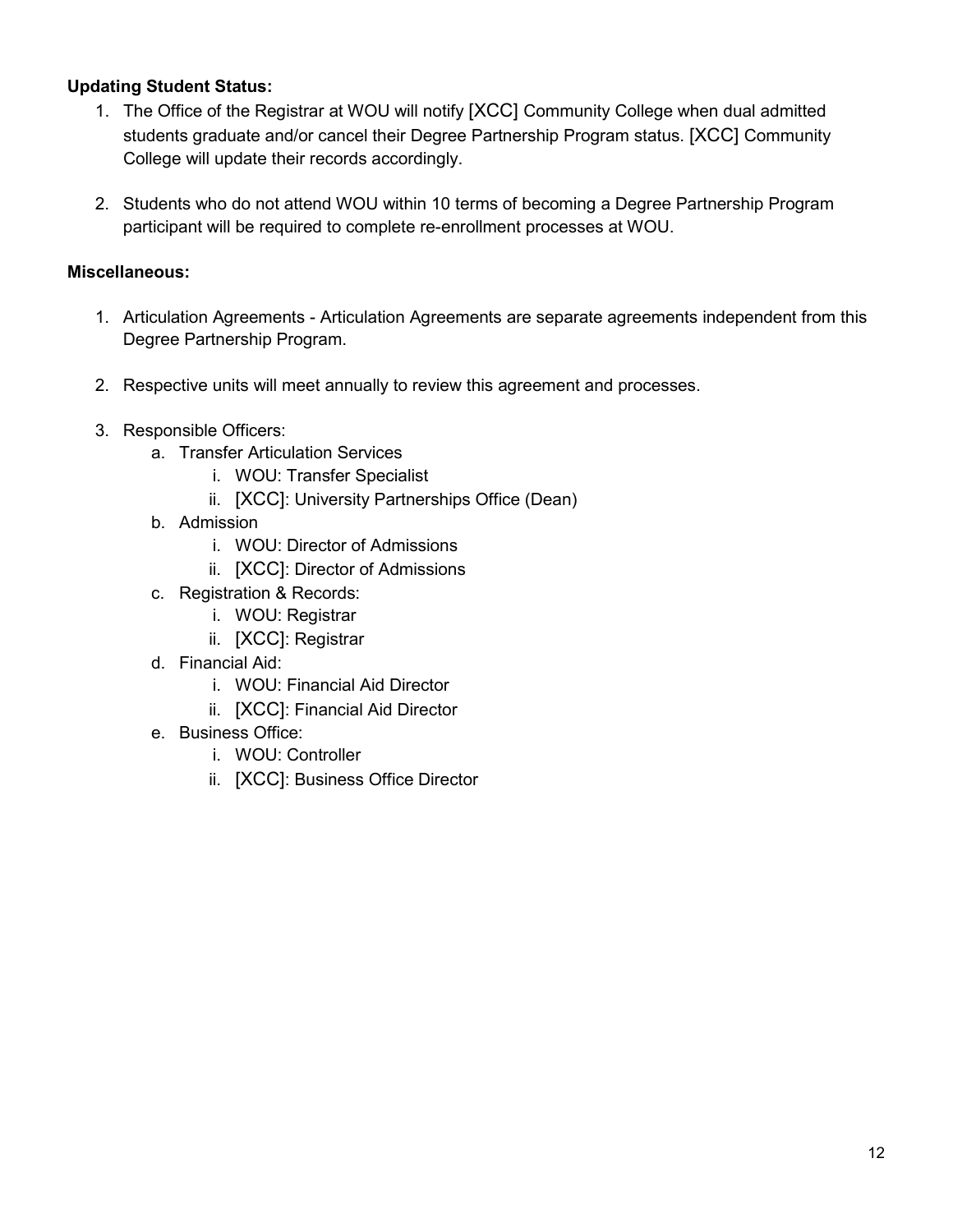**Updating Student Status:**

1. The Office of the Registrar at WOU will notify [XCC] Community College when dual admitted students graduate and/or cancel their Degree Partnership Program status. [XCC] Community College will update their records accordingly.

2. Students who do not attend WOU within 10 terms of becoming a Degree Partnership Program participant will be required to complete re-enrollment processes at WOU.

**Miscellaneous:**

1. Articulation Agreements - Articulation Agreements are separate agreements independent from this Degree Partnership Program.

2. Respective units will meet annually to review this agreement and processes.

3. Responsible Officers:
    a. Transfer Articulation Services
        i. WOU: Transfer Specialist
        ii. [XCC]: University Partnerships Office (Dean)
    b. Admission
        i. WOU: Director of Admissions
        ii. [XCC]: Director of Admissions
    c. Registration & Records:
        i. WOU: Registrar
        ii. [XCC]: Registrar
    d. Financial Aid:
        i. WOU: Financial Aid Director
        ii. [XCC]: Financial Aid Director
    e. Business Office:
        i. WOU: Controller
        ii. [XCC]: Business Office Director